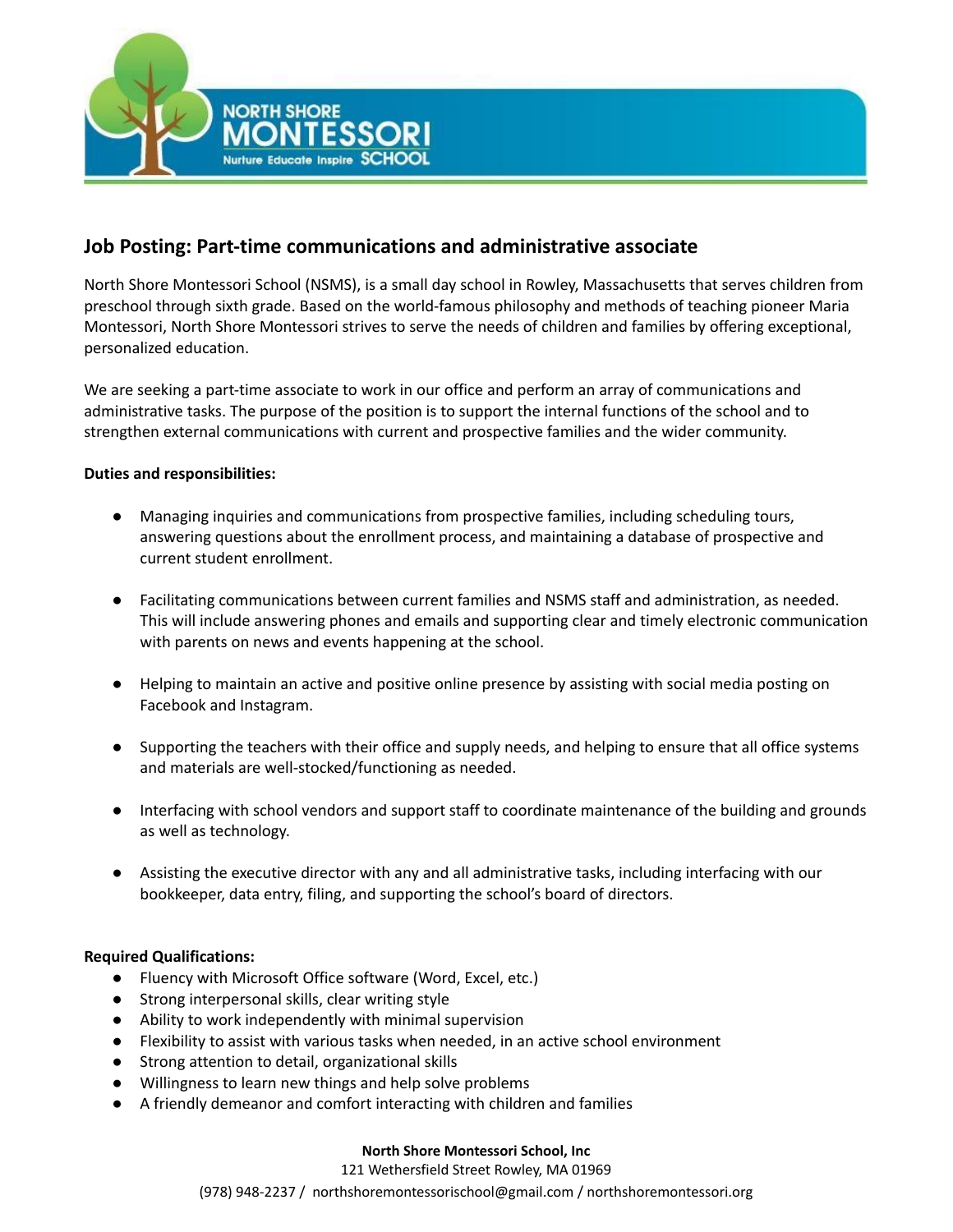NORTH SHORE MONTESSORI SCHOOL

Nurture Educate Inspire

## Job Posting: Part-time communications and administrative associate

North Shore Montessori School (NSMS), is a small day school in Rowley, Massachusetts that serves children from preschool through sixth grade. Based on the world-famous philosophy and methods of teaching pioneer Maria Montessori, North Shore Montessori strives to serve the needs of children and families by offering exceptional, personalized education.

We are seeking a part-time associate to work in our office and perform an array of communications and administrative tasks. The purpose of the position is to support the internal functions of the school and to strengthen external communications with current and prospective families and the wider community.

**Duties and responsibilities:**

- Managing inquiries and communications from prospective families, including scheduling tours, answering questions about the enrollment process, and maintaining a database of prospective and current student enrollment.
- Facilitating communications between current families and NSMS staff and administration, as needed. This will include answering phones and emails and supporting clear and timely electronic communication with parents on news and events happening at the school.
- Helping to maintain an active and positive online presence by assisting with social media posting on Facebook and Instagram.
- Supporting the teachers with their office and supply needs, and helping to ensure that all office systems and materials are well-stocked/functioning as needed.
- Interfacing with school vendors and support staff to coordinate maintenance of the building and grounds as well as technology.
- Assisting the executive director with any and all administrative tasks, including interfacing with our bookkeeper, data entry, filing, and supporting the school's board of directors.

**Required Qualifications:**

- Fluency with Microsoft Office software (Word, Excel, etc.)
- Strong interpersonal skills, clear writing style
- Ability to work independently with minimal supervision
- Flexibility to assist with various tasks when needed, in an active school environment
- Strong attention to detail, organizational skills
- Willingness to learn new things and help solve problems
- A friendly demeanor and comfort interacting with children and families

**North Shore Montessori School, Inc**
121 Wethersfield Street Rowley, MA 01969
(978) 948-2237 / northshoremontessorischool@gmail.com / northshoremontessori.org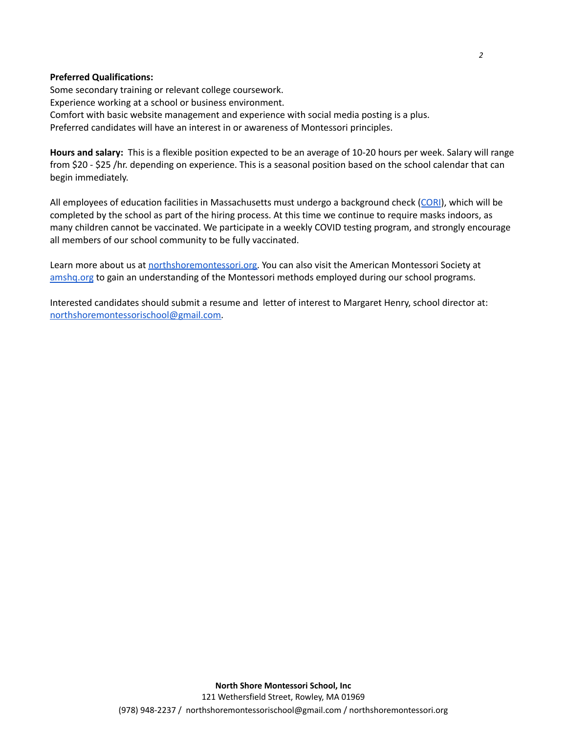**Preferred Qualifications:**
Some secondary training or relevant college coursework.
Experience working at a school or business environment.
Comfort with basic website management and experience with social media posting is a plus.
Preferred candidates will have an interest in or awareness of Montessori principles.

**Hours and salary:** This is a flexible position expected to be an average of 10-20 hours per week. Salary will range from $20 - $25 /hr. depending on experience. This is a seasonal position based on the school calendar that can begin immediately.

All employees of education facilities in Massachusetts must undergo a background check (CORI), which will be completed by the school as part of the hiring process. At this time we continue to require masks indoors, as many children cannot be vaccinated. We participate in a weekly COVID testing program, and strongly encourage all members of our school community to be fully vaccinated.

Learn more about us at northshoremontessori.org. You can also visit the American Montessori Society at amshq.org to gain an understanding of the Montessori methods employed during our school programs.

Interested candidates should submit a resume and letter of interest to Margaret Henry, school director at: northshoremontessorischool@gmail.com.

**North Shore Montessori School, Inc**
121 Wethersfield Street, Rowley, MA 01969
(978) 948-2237 / northshoremontessorischool@gmail.com / northshoremontessori.org